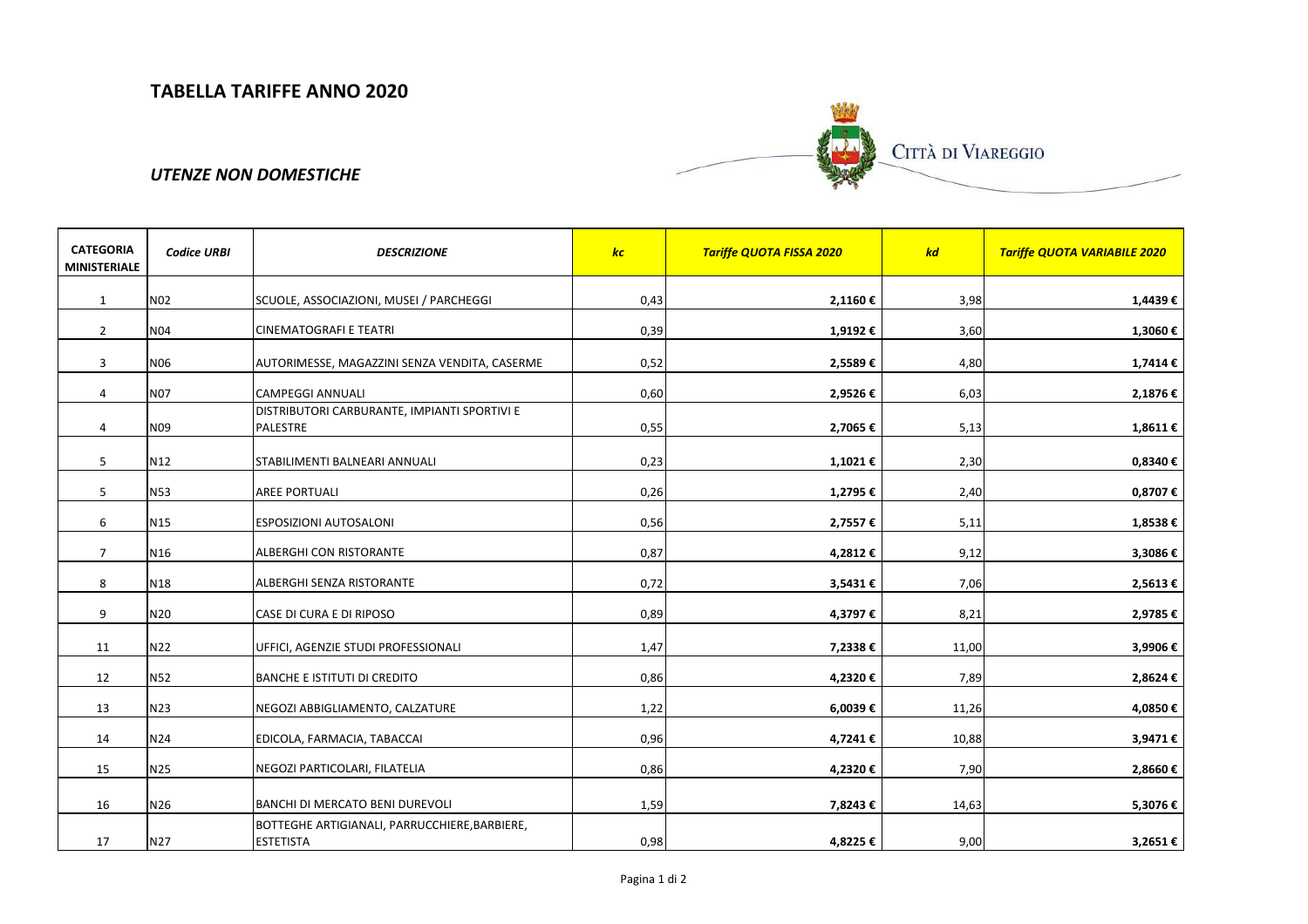## TABELLA TARIFFE ANNO 2020

### *UTENZE NON DOMESTICHE*

CITTÀ DI VIAREGGIO

| CATEGORIA MINISTERIALE | *Codice URBI* | *DESCRIZIONE* | *kc* | *Tariffe QUOTA FISSA 2020* | *kd* | *Tariffe QUOTA VARIABILE 2020* |
|---|---|---|---|---|---|---|
| 1 | N02 | SCUOLE, ASSOCIAZIONI, MUSEI / PARCHEGGI | 0,43 | **2,1160 €** | 3,98 | **1,4439 €** |
| 2 | N04 | CINEMATOGRAFI E TEATRI | 0,39 | **1,9192 €** | 3,60 | **1,3060 €** |
| 3 | N06 | AUTORIMESSE, MAGAZZINI SENZA VENDITA, CASERME | 0,52 | **2,5589 €** | 4,80 | **1,7414 €** |
| 4 | N07 | CAMPEGGI ANNUALI | 0,60 | **2,9526 €** | 6,03 | **2,1876 €** |
| 4 | N09 | DISTRIBUTORI CARBURANTE, IMPIANTI SPORTIVI E PALESTRE | 0,55 | **2,7065 €** | 5,13 | **1,8611 €** |
| 5 | N12 | STABILIMENTI BALNEARI ANNUALI | 0,23 | **1,1021 €** | 2,30 | **0,8340 €** |
| 5 | N53 | AREE PORTUALI | 0,26 | **1,2795 €** | 2,40 | **0,8707 €** |
| 6 | N15 | ESPOSIZIONI AUTOSALONI | 0,56 | **2,7557 €** | 5,11 | **1,8538 €** |
| 7 | N16 | ALBERGHI CON RISTORANTE | 0,87 | **4,2812 €** | 9,12 | **3,3086 €** |
| 8 | N18 | ALBERGHI SENZA RISTORANTE | 0,72 | **3,5431 €** | 7,06 | **2,5613 €** |
| 9 | N20 | CASE DI CURA E DI RIPOSO | 0,89 | **4,3797 €** | 8,21 | **2,9785 €** |
| 11 | N22 | UFFICI, AGENZIE STUDI PROFESSIONALI | 1,47 | **7,2338 €** | 11,00 | **3,9906 €** |
| 12 | N52 | BANCHE E ISTITUTI DI CREDITO | 0,86 | **4,2320 €** | 7,89 | **2,8624 €** |
| 13 | N23 | NEGOZI ABBIGLIAMENTO, CALZATURE | 1,22 | **6,0039 €** | 11,26 | **4,0850 €** |
| 14 | N24 | EDICOLA, FARMACIA, TABACCAI | 0,96 | **4,7241 €** | 10,88 | **3,9471 €** |
| 15 | N25 | NEGOZI PARTICOLARI, FILATELIA | 0,86 | **4,2320 €** | 7,90 | **2,8660 €** |
| 16 | N26 | BANCHI DI MERCATO BENI DUREVOLI | 1,59 | **7,8243 €** | 14,63 | **5,3076 €** |
| 17 | N27 | BOTTEGHE ARTIGIANALI, PARRUCCHIERE,BARBIERE, ESTETISTA | 0,98 | **4,8225 €** | 9,00 | **3,2651 €** |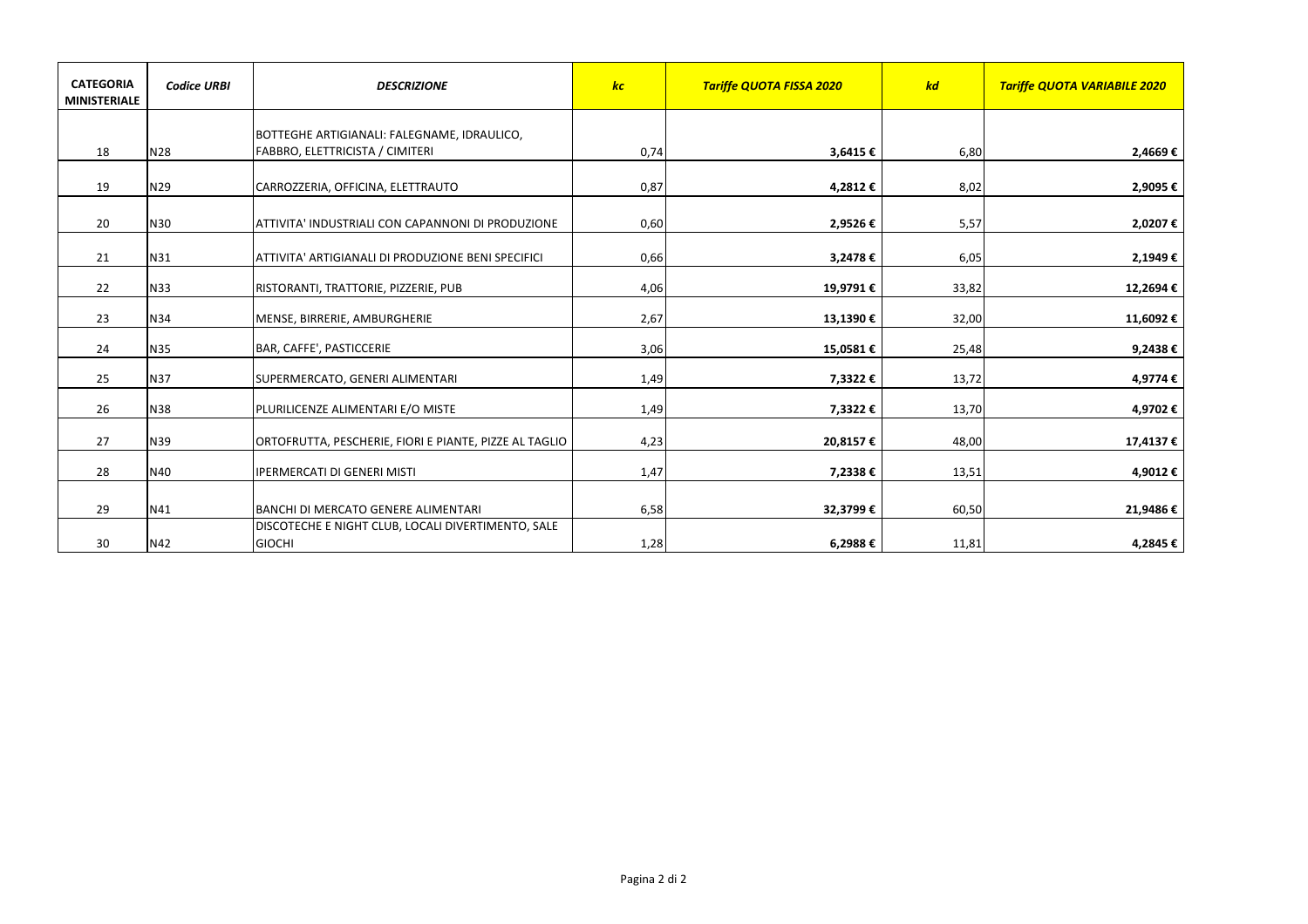| **CATEGORIA MINISTERIALE** | ***Codice URBI*** | ***DESCRIZIONE*** | ***kc*** | ***Tariffe QUOTA FISSA 2020*** | ***kd*** | ***Tariffe QUOTA VARIABILE 2020*** |
|---|---|---|---|---|---|---|
| 18 | N28 | BOTTEGHE ARTIGIANALI: FALEGNAME, IDRAULICO, FABBRO, ELETTRICISTA / CIMITERI | 0,74 | **3,6415 €** | 6,80 | **2,4669 €** |
| 19 | N29 | CARROZZERIA, OFFICINA, ELETTRAUTO | 0,87 | **4,2812 €** | 8,02 | **2,9095 €** |
| 20 | N30 | ATTIVITA' INDUSTRIALI CON CAPANNONI DI PRODUZIONE | 0,60 | **2,9526 €** | 5,57 | **2,0207 €** |
| 21 | N31 | ATTIVITA' ARTIGIANALI DI PRODUZIONE BENI SPECIFICI | 0,66 | **3,2478 €** | 6,05 | **2,1949 €** |
| 22 | N33 | RISTORANTI, TRATTORIE, PIZZERIE, PUB | 4,06 | **19,9791 €** | 33,82 | **12,2694 €** |
| 23 | N34 | MENSE, BIRRERIE, AMBURGHERIE | 2,67 | **13,1390 €** | 32,00 | **11,6092 €** |
| 24 | N35 | BAR, CAFFE', PASTICCERIE | 3,06 | **15,0581 €** | 25,48 | **9,2438 €** |
| 25 | N37 | SUPERMERCATO, GENERI ALIMENTARI | 1,49 | **7,3322 €** | 13,72 | **4,9774 €** |
| 26 | N38 | PLURILICENZE ALIMENTARI E/O MISTE | 1,49 | **7,3322 €** | 13,70 | **4,9702 €** |
| 27 | N39 | ORTOFRUTTA, PESCHERIE, FIORI E PIANTE, PIZZE AL TAGLIO | 4,23 | **20,8157 €** | 48,00 | **17,4137 €** |
| 28 | N40 | IPERMERCATI DI GENERI MISTI | 1,47 | **7,2338 €** | 13,51 | **4,9012 €** |
| 29 | N41 | BANCHI DI MERCATO GENERE ALIMENTARI | 6,58 | **32,3799 €** | 60,50 | **21,9486 €** |
| 30 | N42 | DISCOTECHE E NIGHT CLUB, LOCALI DIVERTIMENTO, SALE GIOCHI | 1,28 | **6,2988 €** | 11,81 | **4,2845 €** |